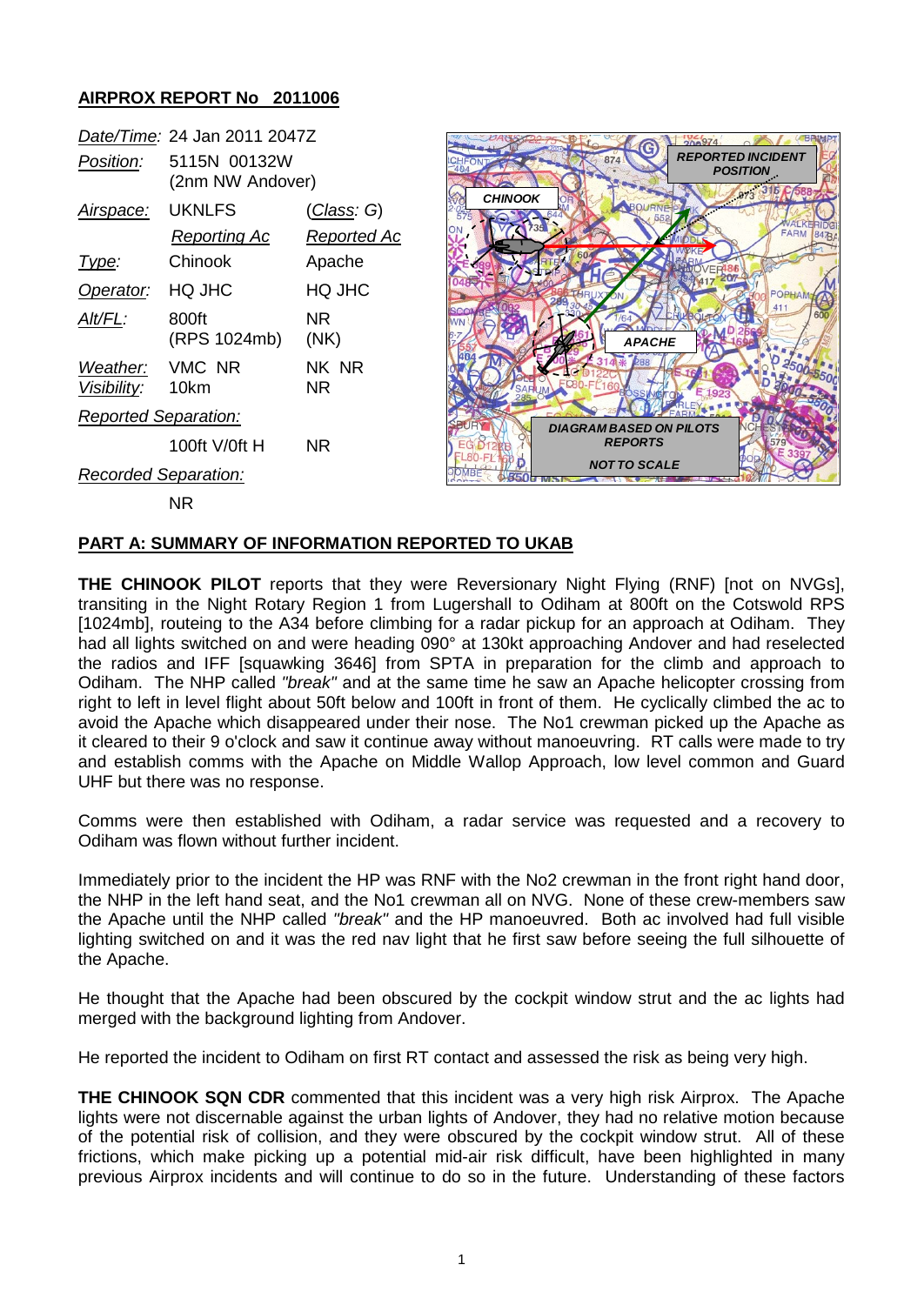## AIRPROX REPORT No 2011006

| | | |
|---|---|---|
| *Date/Time:* | 24 Jan 2011 2047Z | |
| *Position:* | 5115N 00132W (2nm NW Andover) | |
| *Airspace:* | UKNLFS | (*Class*: *G*) |
| | *Reporting Ac* | *Reported Ac* |
| *Type:* | Chinook | Apache |
| *Operator:* | HQ JHC | HQ JHC |
| *Alt/FL:* | 800ft (RPS 1024mb) | NR (NK) |
| *Weather:* | VMC NR | NK NR |
| *Visibility:* | 10km | NR |
| *Reported Separation:* | | |
| | 100ft V/0ft H | NR |
| *Recorded Separation:* | | |
| | NR | |

## PART A: SUMMARY OF INFORMATION REPORTED TO UKAB

**THE CHINOOK PILOT** reports that they were Reversionary Night Flying (RNF) [not on NVGs], transiting in the Night Rotary Region 1 from Lugershall to Odiham at 800ft on the Cotswold RPS [1024mb], routeing to the A34 before climbing for a radar pickup for an approach at Odiham. They had all lights switched on and were heading 090° at 130kt approaching Andover and had reselected the radios and IFF [squawking 3646] from SPTA in preparation for the climb and approach to Odiham. The NHP called *"break"* and at the same time he saw an Apache helicopter crossing from right to left in level flight about 50ft below and 100ft in front of them. He cyclically climbed the ac to avoid the Apache which disappeared under their nose. The No1 crewman picked up the Apache as it cleared to their 9 o'clock and saw it continue away without manoeuvring. RT calls were made to try and establish comms with the Apache on Middle Wallop Approach, low level common and Guard UHF but there was no response.

Comms were then established with Odiham, a radar service was requested and a recovery to Odiham was flown without further incident.

Immediately prior to the incident the HP was RNF with the No2 crewman in the front right hand door, the NHP in the left hand seat, and the No1 crewman all on NVG. None of these crew-members saw the Apache until the NHP called *"break"* and the HP manoeuvred. Both ac involved had full visible lighting switched on and it was the red nav light that he first saw before seeing the full silhouette of the Apache.

He thought that the Apache had been obscured by the cockpit window strut and the ac lights had merged with the background lighting from Andover.

He reported the incident to Odiham on first RT contact and assessed the risk as being very high.

**THE CHINOOK SQN CDR** commented that this incident was a very high risk Airprox. The Apache lights were not discernable against the urban lights of Andover, they had no relative motion because of the potential risk of collision, and they were obscured by the cockpit window strut. All of these frictions, which make picking up a potential mid-air risk difficult, have been highlighted in many previous Airprox incidents and will continue to do so in the future. Understanding of these factors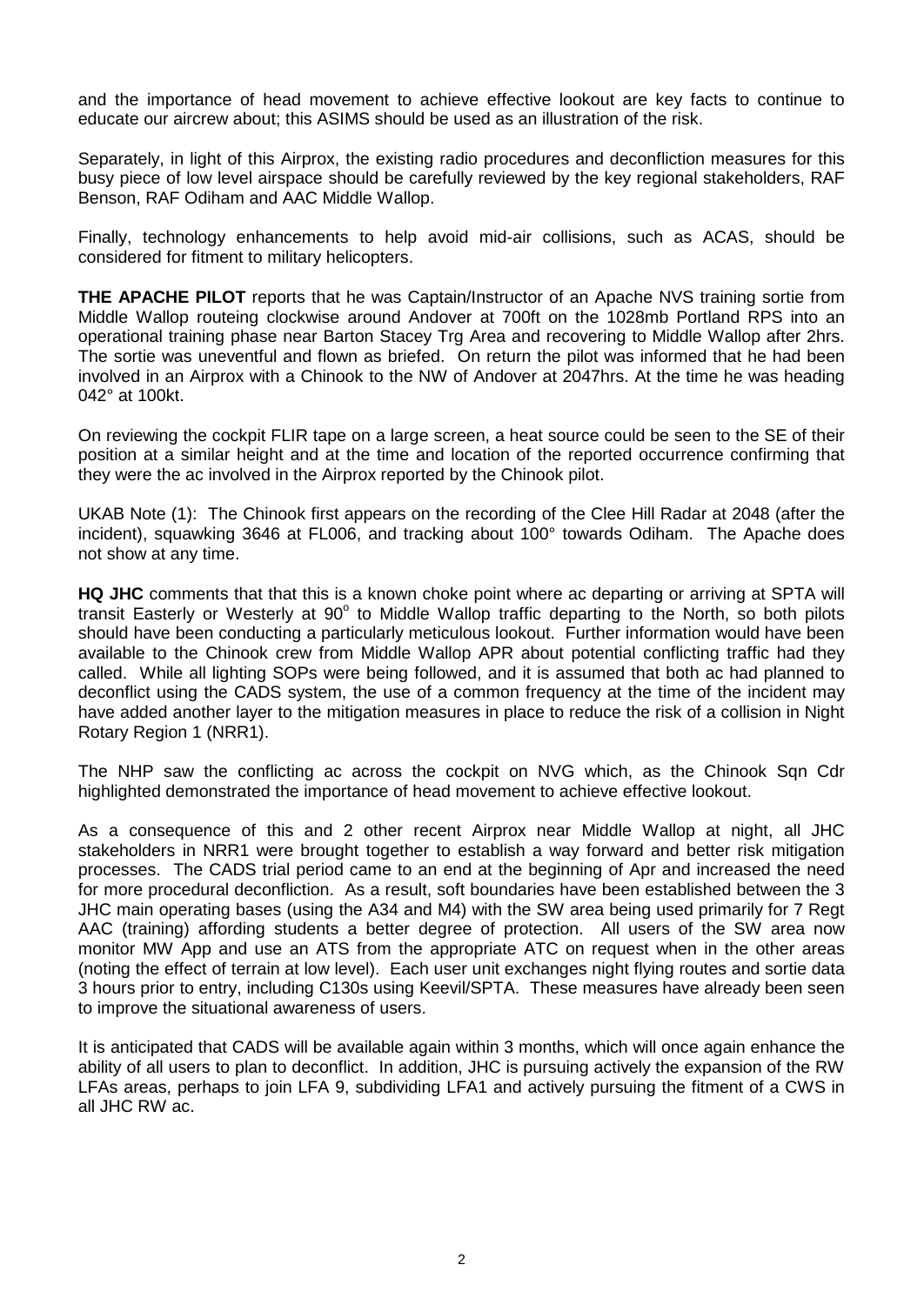and the importance of head movement to achieve effective lookout are key facts to continue to educate our aircrew about; this ASIMS should be used as an illustration of the risk.

Separately, in light of this Airprox, the existing radio procedures and deconfliction measures for this busy piece of low level airspace should be carefully reviewed by the key regional stakeholders, RAF Benson, RAF Odiham and AAC Middle Wallop.

Finally, technology enhancements to help avoid mid-air collisions, such as ACAS, should be considered for fitment to military helicopters.

**THE APACHE PILOT** reports that he was Captain/Instructor of an Apache NVS training sortie from Middle Wallop routeing clockwise around Andover at 700ft on the 1028mb Portland RPS into an operational training phase near Barton Stacey Trg Area and recovering to Middle Wallop after 2hrs. The sortie was uneventful and flown as briefed. On return the pilot was informed that he had been involved in an Airprox with a Chinook to the NW of Andover at 2047hrs. At the time he was heading 042° at 100kt.

On reviewing the cockpit FLIR tape on a large screen, a heat source could be seen to the SE of their position at a similar height and at the time and location of the reported occurrence confirming that they were the ac involved in the Airprox reported by the Chinook pilot.

UKAB Note (1): The Chinook first appears on the recording of the Clee Hill Radar at 2048 (after the incident), squawking 3646 at FL006, and tracking about 100° towards Odiham. The Apache does not show at any time.

**HQ JHC** comments that that this is a known choke point where ac departing or arriving at SPTA will transit Easterly or Westerly at 90° to Middle Wallop traffic departing to the North, so both pilots should have been conducting a particularly meticulous lookout. Further information would have been available to the Chinook crew from Middle Wallop APR about potential conflicting traffic had they called. While all lighting SOPs were being followed, and it is assumed that both ac had planned to deconflict using the CADS system, the use of a common frequency at the time of the incident may have added another layer to the mitigation measures in place to reduce the risk of a collision in Night Rotary Region 1 (NRR1).

The NHP saw the conflicting ac across the cockpit on NVG which, as the Chinook Sqn Cdr highlighted demonstrated the importance of head movement to achieve effective lookout.

As a consequence of this and 2 other recent Airprox near Middle Wallop at night, all JHC stakeholders in NRR1 were brought together to establish a way forward and better risk mitigation processes. The CADS trial period came to an end at the beginning of Apr and increased the need for more procedural deconfliction. As a result, soft boundaries have been established between the 3 JHC main operating bases (using the A34 and M4) with the SW area being used primarily for 7 Regt AAC (training) affording students a better degree of protection. All users of the SW area now monitor MW App and use an ATS from the appropriate ATC on request when in the other areas (noting the effect of terrain at low level). Each user unit exchanges night flying routes and sortie data 3 hours prior to entry, including C130s using Keevil/SPTA. These measures have already been seen to improve the situational awareness of users.

It is anticipated that CADS will be available again within 3 months, which will once again enhance the ability of all users to plan to deconflict. In addition, JHC is pursuing actively the expansion of the RW LFAs areas, perhaps to join LFA 9, subdividing LFA1 and actively pursuing the fitment of a CWS in all JHC RW ac.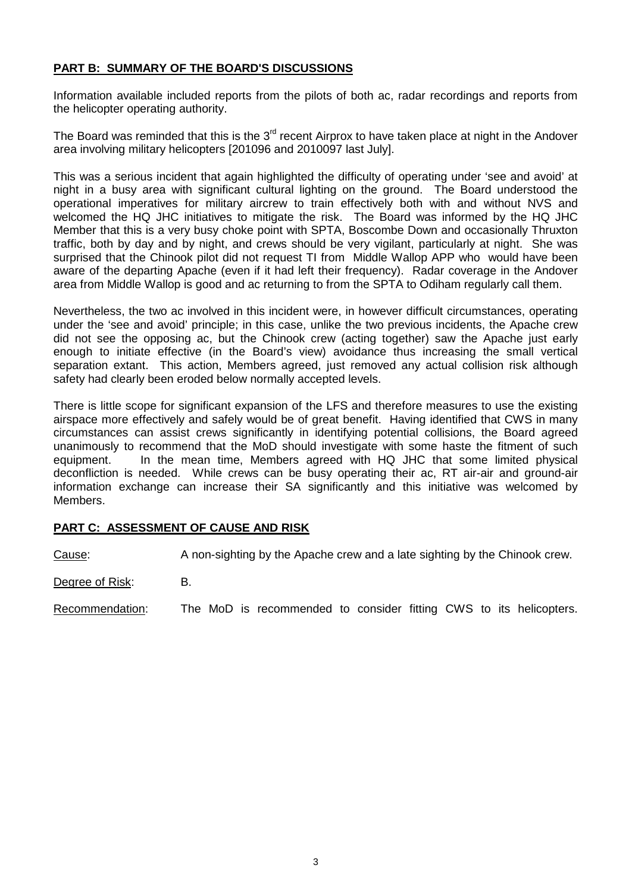## PART B: SUMMARY OF THE BOARD'S DISCUSSIONS

Information available included reports from the pilots of both ac, radar recordings and reports from the helicopter operating authority.

The Board was reminded that this is the 3rd recent Airprox to have taken place at night in the Andover area involving military helicopters [201096 and 2010097 last July].

This was a serious incident that again highlighted the difficulty of operating under 'see and avoid' at night in a busy area with significant cultural lighting on the ground. The Board understood the operational imperatives for military aircrew to train effectively both with and without NVS and welcomed the HQ JHC initiatives to mitigate the risk. The Board was informed by the HQ JHC Member that this is a very busy choke point with SPTA, Boscombe Down and occasionally Thruxton traffic, both by day and by night, and crews should be very vigilant, particularly at night. She was surprised that the Chinook pilot did not request TI from Middle Wallop APP who would have been aware of the departing Apache (even if it had left their frequency). Radar coverage in the Andover area from Middle Wallop is good and ac returning to from the SPTA to Odiham regularly call them.

Nevertheless, the two ac involved in this incident were, in however difficult circumstances, operating under the 'see and avoid' principle; in this case, unlike the two previous incidents, the Apache crew did not see the opposing ac, but the Chinook crew (acting together) saw the Apache just early enough to initiate effective (in the Board's view) avoidance thus increasing the small vertical separation extant. This action, Members agreed, just removed any actual collision risk although safety had clearly been eroded below normally accepted levels.

There is little scope for significant expansion of the LFS and therefore measures to use the existing airspace more effectively and safely would be of great benefit. Having identified that CWS in many circumstances can assist crews significantly in identifying potential collisions, the Board agreed unanimously to recommend that the MoD should investigate with some haste the fitment of such equipment. In the mean time, Members agreed with HQ JHC that some limited physical deconfliction is needed. While crews can be busy operating their ac, RT air-air and ground-air information exchange can increase their SA significantly and this initiative was welcomed by Members.

## PART C: ASSESSMENT OF CAUSE AND RISK

Cause: A non-sighting by the Apache crew and a late sighting by the Chinook crew.

Degree of Risk: B.

Recommendation: The MoD is recommended to consider fitting CWS to its helicopters.